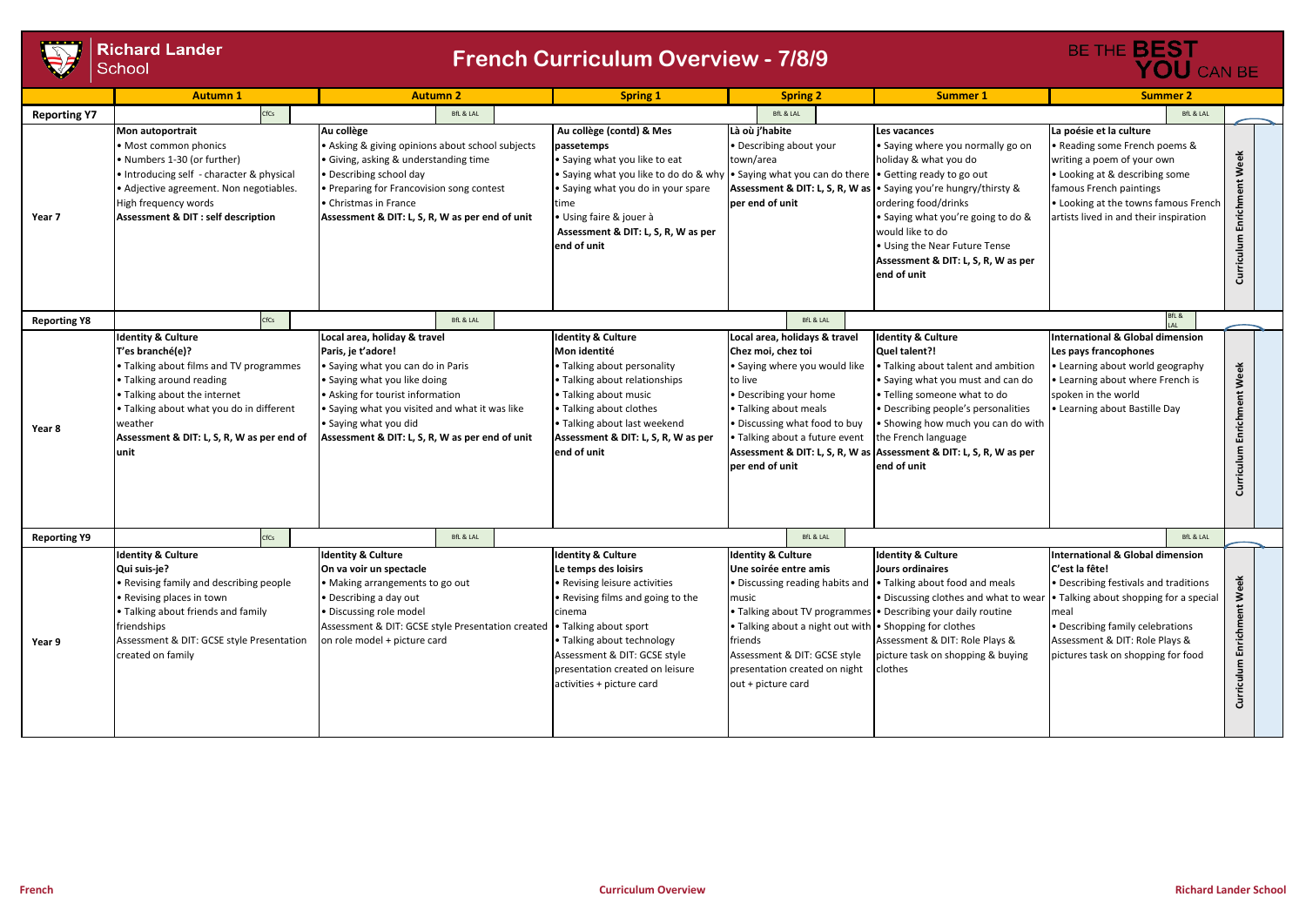# Richard Lander School

## French Curriculum Overview - 7/8/9

BE THE BEST YOU CAN BE

| | Autumn 1 | Autumn 2 | Spring 1 | Spring 2 | Summer 1 | Summer 2 | |
|---|---|---|---|---|---|---|---|
| **Reporting Y7** | CfCs | BfL & LAL | | BfL & LAL | | BfL & LAL | |
| **Year 7** | **Mon autoportrait**<br>• Most common phonics<br>• Numbers 1-30 (or further)<br>• Introducing self - character & physical<br>• Adjective agreement. Non negotiables.<br>High frequency words<br>**Assessment & DIT : self description** | **Au collège**<br>• Asking & giving opinions about school subjects<br>• Giving, asking & understanding time<br>• Describing school day<br>• Preparing for Francovision song contest<br>• Christmas in France<br>**Assessment & DIT: L, S, R, W as per end of unit** | **Au collège (contd) & Mes passetemps**<br>• Saying what you like to eat<br>• Saying what you like to do do & why<br>• Saying what you do in your spare time<br>• Using faire & jouer à<br>**Assessment & DIT: L, S, R, W as per end of unit** | **Là où j'habite**<br>• Describing about your town/area<br>• Saying what you can do there<br>**Assessment & DIT: L, S, R, W as per end of unit** | **Les vacances**<br>• Saying where you normally go on holiday & what you do<br>• Getting ready to go out<br>• Saying you're hungry/thirsty & ordering food/drinks<br>• Saying what you're going to do & would like to do<br>• Using the Near Future Tense<br>**Assessment & DIT: L, S, R, W as per end of unit** | **La poésie et la culture**<br>• Reading some French poems & writing a poem of your own<br>• Looking at & describing some famous French paintings<br>• Looking at the towns famous French artists lived in and their inspiration | **Curriculum Enrichment Week** |
| **Reporting Y8** | CfCs | BfL & LAL | | BfL & LAL | | BfL & LAL | |
| **Year 8** | **Identity & Culture**<br>**T'es branché(e)?**<br>• Talking about films and TV programmes<br>• Talking around reading<br>• Talking about the internet<br>• Talking about what you do in different weather<br>**Assessment & DIT: L, S, R, W as per end of unit** | **Local area, holiday & travel**<br>**Paris, je t'adore!**<br>• Saying what you can do in Paris<br>• Saying what you like doing<br>• Asking for tourist information<br>• Saying what you visited and what it was like<br>• Saying what you did<br>**Assessment & DIT: L, S, R, W as per end of unit** | **Identity & Culture**<br>**Mon identité**<br>• Talking about personality<br>• Talking about relationships<br>• Talking about music<br>• Talking about clothes<br>• Talking about last weekend<br>**Assessment & DIT: L, S, R, W as per end of unit** | **Local area, holidays & travel**<br>**Chez moi, chez toi**<br>• Saying where you would like to live<br>• Describing your home<br>• Talking about meals<br>• Discussing what food to buy<br>• Talking about a future event<br>**Assessment & DIT: L, S, R, W as per end of unit** | **Identity & Culture**<br>**Quel talent?!**<br>• Talking about talent and ambition<br>• Saying what you must and can do<br>• Telling someone what to do<br>• Describing people's personalities<br>• Showing how much you can do with the French language<br>**Assessment & DIT: L, S, R, W as per end of unit** | **International & Global dimension**<br>**Les pays francophones**<br>• Learning about world geography<br>• Learning about where French is spoken in the world<br>• Learning about Bastille Day | **Curriculum Enrichment Week** |
| **Reporting Y9** | CfCs | BfL & LAL | | BfL & LAL | | BfL & LAL | |
| **Year 9** | **Identity & Culture**<br>**Qui suis-je?**<br>• Revising family and describing people<br>• Revising places in town<br>• Talking about friends and family friendships<br>Assessment & DIT: GCSE style Presentation created on family | **Identity & Culture**<br>**On va voir un spectacle**<br>• Making arrangements to go out<br>• Describing a day out<br>• Discussing role model<br>Assessment & DIT: GCSE style Presentation created on role model + picture card | **Identity & Culture**<br>**Le temps des loisirs**<br>• Revising leisure activities<br>• Revising films and going to the cinema<br>• Talking about sport<br>• Talking about technology<br>Assessment & DIT: GCSE style presentation created on leisure activities + picture card | **Identity & Culture**<br>**Une soirée entre amis**<br>• Discussing reading habits and music<br>• Talking about TV programmes<br>• Talking about a night out with friends<br>Assessment & DIT: GCSE style presentation created on night out + picture card | **Identity & Culture**<br>**Jours ordinaires**<br>• Talking about food and meals<br>• Discussing clothes and what to wear<br>• Describing your daily routine<br>• Shopping for clothes<br>Assessment & DIT: Role Plays & picture task on shopping & buying clothes | **International & Global dimension**<br>**C'est la fête!**<br>• Describing festivals and traditions<br>• Talking about shopping for a special meal<br>• Describing family celebrations<br>Assessment & DIT: Role Plays & pictures task on shopping for food | **Curriculum Enrichment Week** |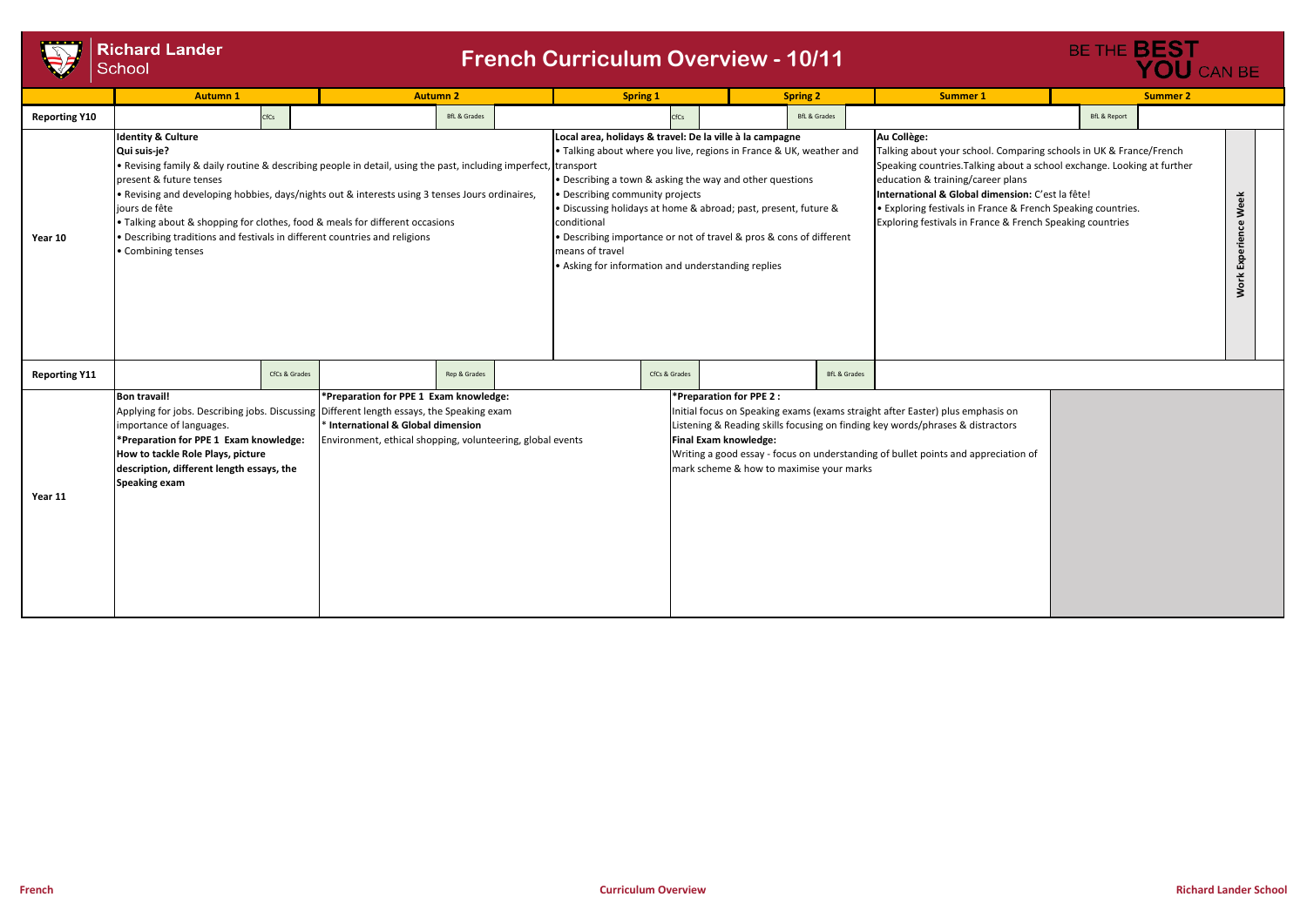# Richard Lander School

## French Curriculum Overview - 10/11

BE THE **BEST YOU** CAN BE

| | Autumn 1 | Autumn 2 | Spring 1 | Spring 2 | Summer 1 | Summer 2 |
|---|---|---|---|---|---|---|
| **Reporting Y10** | CfCs | BfL & Grades | CfCs | BfL & Grades | | BfL & Report |
| **Year 10** | **Identity & Culture**<br>**Qui suis-je?**<br>• Revising family & daily routine & describing people in detail, using the past, including imperfect, present & future tenses<br>• Revising and developing hobbies, days/nights out & interests using 3 tenses Jours ordinaires, jours de fête<br>• Talking about & shopping for clothes, food & meals for different occasions<br>• Describing traditions and festivals in different countries and religions<br>• Combining tenses | | **Local area, holidays & travel: De la ville à la campagne**<br>• Talking about where you live, regions in France & UK, weather and transport<br>• Describing a town & asking the way and other questions<br>• Describing community projects<br>• Discussing holidays at home & abroad; past, present, future & conditional<br>• Describing importance or not of travel & pros & cons of different means of travel<br>• Asking for information and understanding replies | | **Au Collège:**<br>Talking about your school. Comparing schools in UK & France/French Speaking countries.Talking about a school exchange. Looking at further education & training/career plans<br>**International & Global dimension:** C'est la fête!<br>• Exploring festivals in France & French Speaking countries.<br>Exploring festivals in France & French Speaking countries | **Work Experience Week** |
| **Reporting Y11** | CfCs & Grades | Rep & Grades | CfCs & Grades | BfL & Grades | | |
| **Year 11** | **Bon travail!**<br>Applying for jobs. Describing jobs. Discussing importance of languages.<br>**\*Preparation for PPE 1 Exam knowledge: How to tackle Role Plays, picture description, different length essays, the Speaking exam** | **\*Preparation for PPE 1 Exam knowledge:**<br>Different length essays, the Speaking exam<br>\* **International & Global dimension**<br>Environment, ethical shopping, volunteering, global events | | **\*Preparation for PPE 2 :**<br>Initial focus on Speaking exams (exams straight after Easter) plus emphasis on Listening & Reading skills focusing on finding key words/phrases & distractors<br>**Final Exam knowledge:**<br>Writing a good essay - focus on understanding of bullet points and appreciation of mark scheme & how to maximise your marks | | |